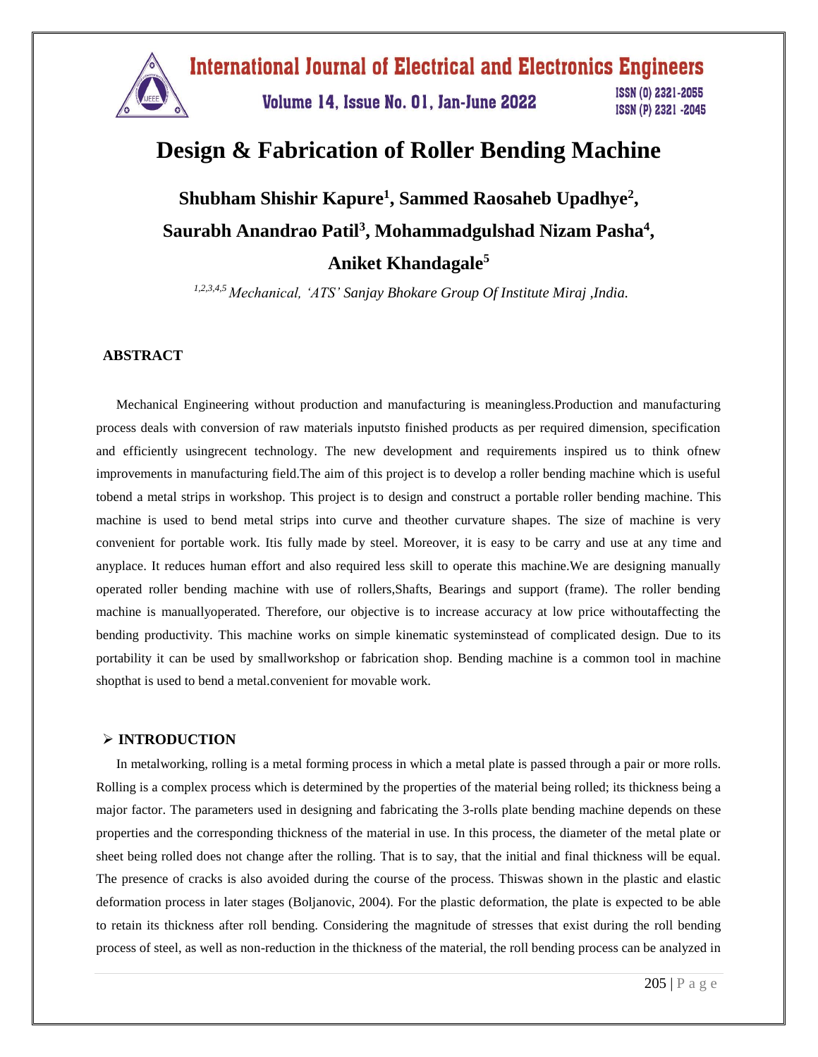# Design & Fabrication of Roller Bending Machine

**Shubham Shishir Kapure[1], Sammed Raosaheb Upadhye[2], Saurabh Anandrao Patil[3], Mohammadgulshad Nizam Pasha[4], Aniket Khandagale[5]**

*[1,2,3,4,5] Mechanical, 'ATS' Sanjay Bhokare Group Of Institute Miraj ,India.*

## ABSTRACT

Mechanical Engineering without production and manufacturing is meaningless.Production and manufacturing process deals with conversion of raw materials inputsto finished products as per required dimension, specification and efficiently usingrecent technology. The new development and requirements inspired us to think ofnew improvements in manufacturing field.The aim of this project is to develop a roller bending machine which is useful tobend a metal strips in workshop. This project is to design and construct a portable roller bending machine. This machine is used to bend metal strips into curve and theother curvature shapes. The size of machine is very convenient for portable work. Itis fully made by steel. Moreover, it is easy to be carry and use at any time and anyplace. It reduces human effort and also required less skill to operate this machine.We are designing manually operated roller bending machine with use of rollers,Shafts, Bearings and support (frame). The roller bending machine is manuallyoperated. Therefore, our objective is to increase accuracy at low price withoutaffecting the bending productivity. This machine works on simple kinematic systeminstead of complicated design. Due to its portability it can be used by smallworkshop or fabrication shop. Bending machine is a common tool in machine shopthat is used to bend a metal.convenient for movable work.

## ➢ INTRODUCTION

In metalworking, rolling is a metal forming process in which a metal plate is passed through a pair or more rolls. Rolling is a complex process which is determined by the properties of the material being rolled; its thickness being a major factor. The parameters used in designing and fabricating the 3-rolls plate bending machine depends on these properties and the corresponding thickness of the material in use. In this process, the diameter of the metal plate or sheet being rolled does not change after the rolling. That is to say, that the initial and final thickness will be equal. The presence of cracks is also avoided during the course of the process. Thiswas shown in the plastic and elastic deformation process in later stages (Boljanovic, 2004). For the plastic deformation, the plate is expected to be able to retain its thickness after roll bending. Considering the magnitude of stresses that exist during the roll bending process of steel, as well as non-reduction in the thickness of the material, the roll bending process can be analyzed in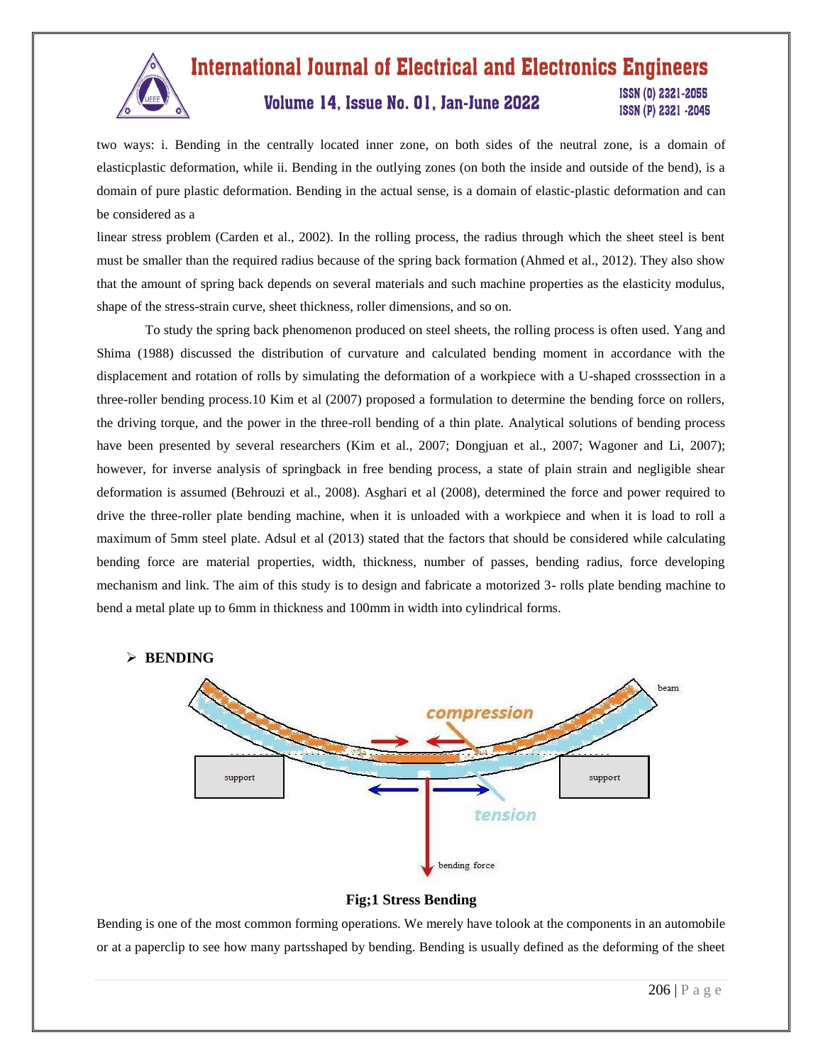two ways: i. Bending in the centrally located inner zone, on both sides of the neutral zone, is a domain of elasticplastic deformation, while ii. Bending in the outlying zones (on both the inside and outside of the bend), is a domain of pure plastic deformation. Bending in the actual sense, is a domain of elastic-plastic deformation and can be considered as a

linear stress problem (Carden et al., 2002). In the rolling process, the radius through which the sheet steel is bent must be smaller than the required radius because of the spring back formation (Ahmed et al., 2012). They also show that the amount of spring back depends on several materials and such machine properties as the elasticity modulus, shape of the stress-strain curve, sheet thickness, roller dimensions, and so on.

To study the spring back phenomenon produced on steel sheets, the rolling process is often used. Yang and Shima (1988) discussed the distribution of curvature and calculated bending moment in accordance with the displacement and rotation of rolls by simulating the deformation of a workpiece with a U-shaped crosssection in a three-roller bending process.10 Kim et al (2007) proposed a formulation to determine the bending force on rollers, the driving torque, and the power in the three-roll bending of a thin plate. Analytical solutions of bending process have been presented by several researchers (Kim et al., 2007; Dongjuan et al., 2007; Wagoner and Li, 2007); however, for inverse analysis of springback in free bending process, a state of plain strain and negligible shear deformation is assumed (Behrouzi et al., 2008). Asghari et al (2008), determined the force and power required to drive the three-roller plate bending machine, when it is unloaded with a workpiece and when it is load to roll a maximum of 5mm steel plate. Adsul et al (2013) stated that the factors that should be considered while calculating bending force are material properties, width, thickness, number of passes, bending radius, force developing mechanism and link. The aim of this study is to design and fabricate a motorized 3- rolls plate bending machine to bend a metal plate up to 6mm in thickness and 100mm in width into cylindrical forms.

- **BENDING**

**Fig;1 Stress Bending**

Bending is one of the most common forming operations. We merely have tolook at the components in an automobile or at a paperclip to see how many partsshaped by bending. Bending is usually defined as the deforming of the sheet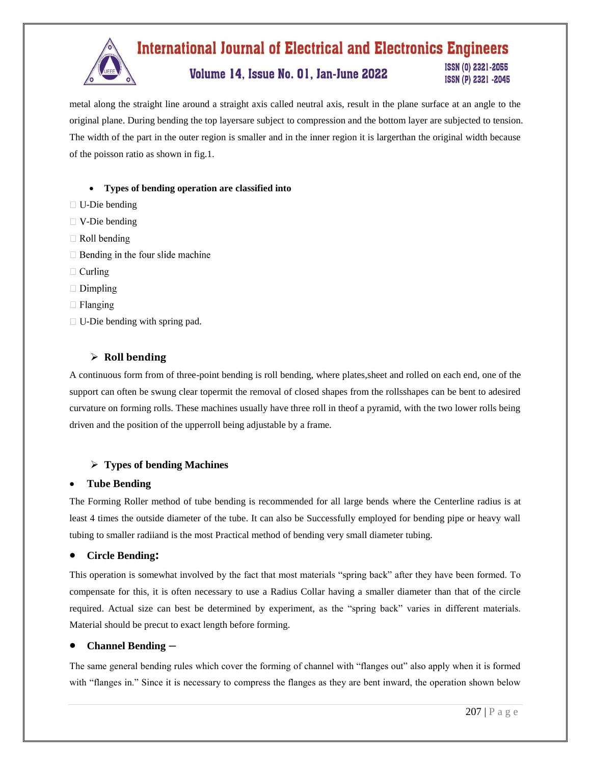metal along the straight line around a straight axis called neutral axis, result in the plane surface at an angle to the original plane. During bending the top layersare subject to compression and the bottom layer are subjected to tension. The width of the part in the outer region is smaller and in the inner region it is largerthan the original width because of the poisson ratio as shown in fig.1.

- **Types of bending operation are classified into**

- U-Die bending
- V-Die bending
- Roll bending
- Bending in the four slide machine
- Curling
- Dimpling
- Flanging
- U-Die bending with spring pad.

## ➢ Roll bending

A continuous form from of three-point bending is roll bending, where plates,sheet and rolled on each end, one of the support can often be swung clear topermit the removal of closed shapes from the rollsshapes can be bent to adesired curvature on forming rolls. These machines usually have three roll in theof a pyramid, with the two lower rolls being driven and the position of the upperroll being adjustable by a frame.

## ➢ Types of bending Machines

- **Tube Bending**

The Forming Roller method of tube bending is recommended for all large bends where the Centerline radius is at least 4 times the outside diameter of the tube. It can also be Successfully employed for bending pipe or heavy wall tubing to smaller radiiand is the most Practical method of bending very small diameter tubing.

- **Circle Bending:**

This operation is somewhat involved by the fact that most materials "spring back" after they have been formed. To compensate for this, it is often necessary to use a Radius Collar having a smaller diameter than that of the circle required. Actual size can best be determined by experiment, as the "spring back" varies in different materials. Material should be precut to exact length before forming.

- **Channel Bending –**

The same general bending rules which cover the forming of channel with "flanges out" also apply when it is formed with "flanges in." Since it is necessary to compress the flanges as they are bent inward, the operation shown below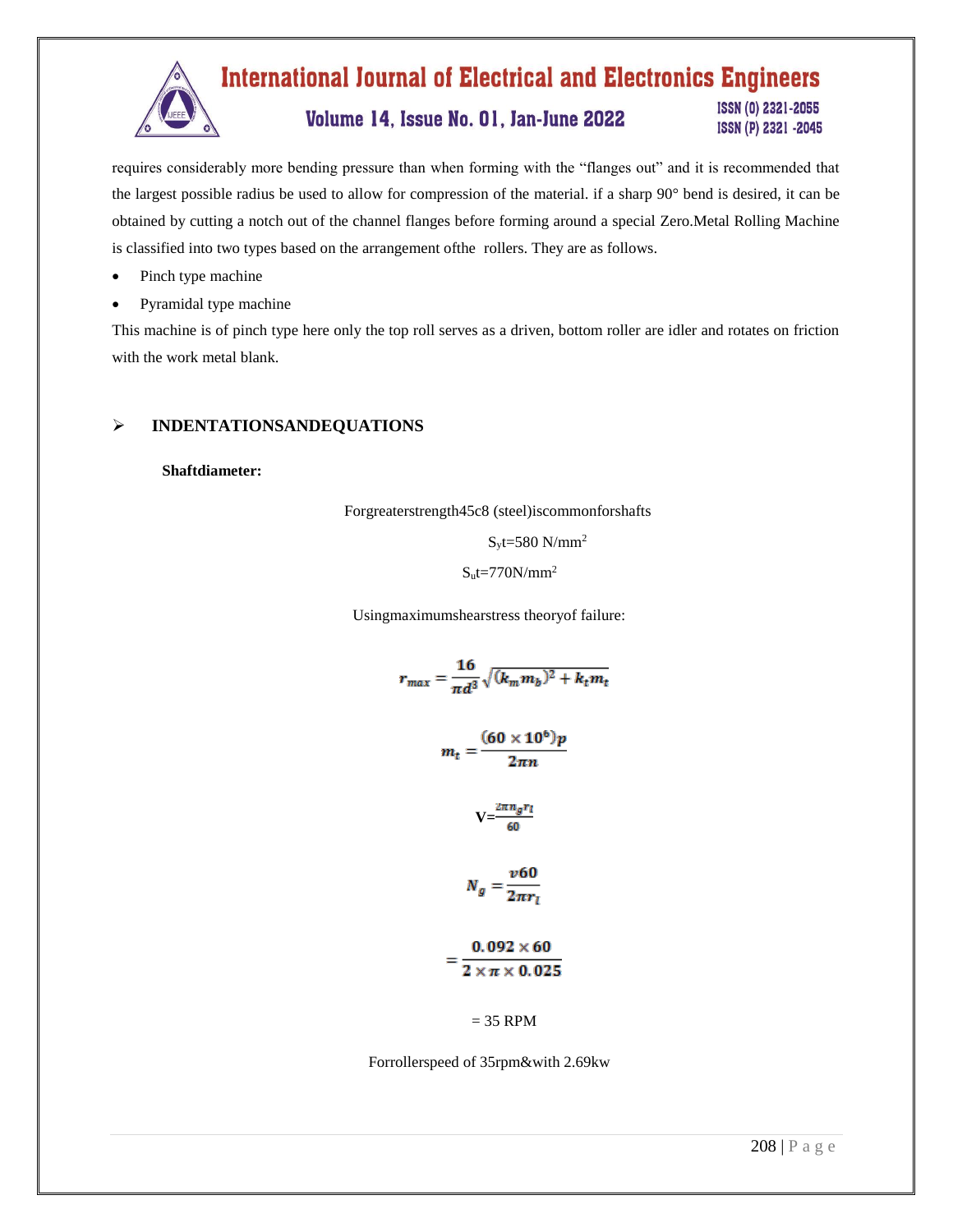requires considerably more bending pressure than when forming with the "flanges out" and it is recommended that the largest possible radius be used to allow for compression of the material. if a sharp 90° bend is desired, it can be obtained by cutting a notch out of the channel flanges before forming around a special Zero.Metal Rolling Machine is classified into two types based on the arrangement ofthe rollers. They are as follows.

- Pinch type machine
- Pyramidal type machine

This machine is of pinch type here only the top roll serves as a driven, bottom roller are idler and rotates on friction with the work metal blank.

## ➢ INDENTATIONSANDEQUATIONS

**Shaftdiameter:**

Forgreaterstrength45c8 (steel)iscommonforshafts

$S_yt$=580 N/mm$^2$

$S_ut$=770N/mm$^2$

Usingmaximumshearstress theoryof failure:

$$r_{max} = \frac{16}{\pi d^3}\sqrt{(k_m m_b)^2 + k_t m_t}$$

$$m_t = \frac{(60 \times 10^6)p}{2\pi n}$$

$$V = \frac{2\pi n_g r_l}{60}$$

$$N_g = \frac{v60}{2\pi r_l}$$

$$= \frac{0.092 \times 60}{2 \times \pi \times 0.025}$$

= 35 RPM

Forrollerspeed of 35rpm&with 2.69kw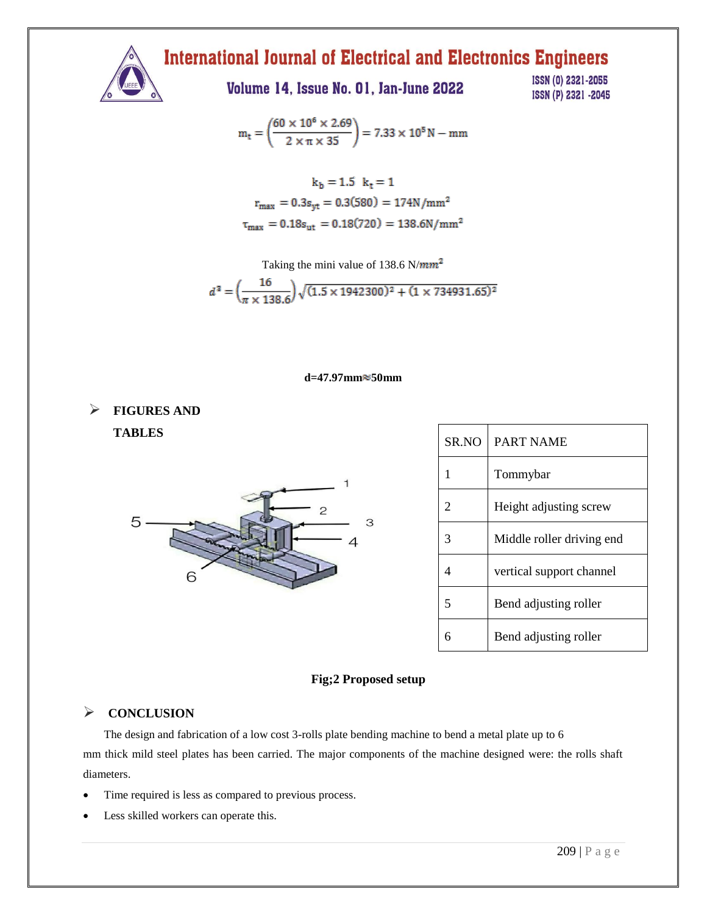$$m_t = \left(\frac{60 \times 10^6 \times 2.69}{2 \times \pi \times 35}\right) = 7.33 \times 10^5 \text{N} - \text{mm}$$

$$k_b = 1.5 \quad k_t = 1$$

$$r_{max} = 0.3s_{yt} = 0.3(580) = 174\text{N/mm}^2$$

$$\tau_{max} = 0.18s_{ut} = 0.18(720) = 138.6\text{N/mm}^2$$

Taking the mini value of 138.6 N/$mm^2$

$$d^3 = \left(\frac{16}{\pi \times 138.6}\right)\sqrt{(1.5 \times 1942300)^2 + (1 \times 734931.65)^2}$$

**d=47.97mm≈50mm**

## FIGURES AND TABLES

| SR.NO | PART NAME |
|---|---|
| 1 | Tommybar |
| 2 | Height adjusting screw |
| 3 | Middle roller driving end |
| 4 | vertical support channel |
| 5 | Bend adjusting roller |
| 6 | Bend adjusting roller |

**Fig;2 Proposed setup**

## CONCLUSION

The design and fabrication of a low cost 3-rolls plate bending machine to bend a metal plate up to 6 mm thick mild steel plates has been carried. The major components of the machine designed were: the rolls shaft diameters.

- Time required is less as compared to previous process.
- Less skilled workers can operate this.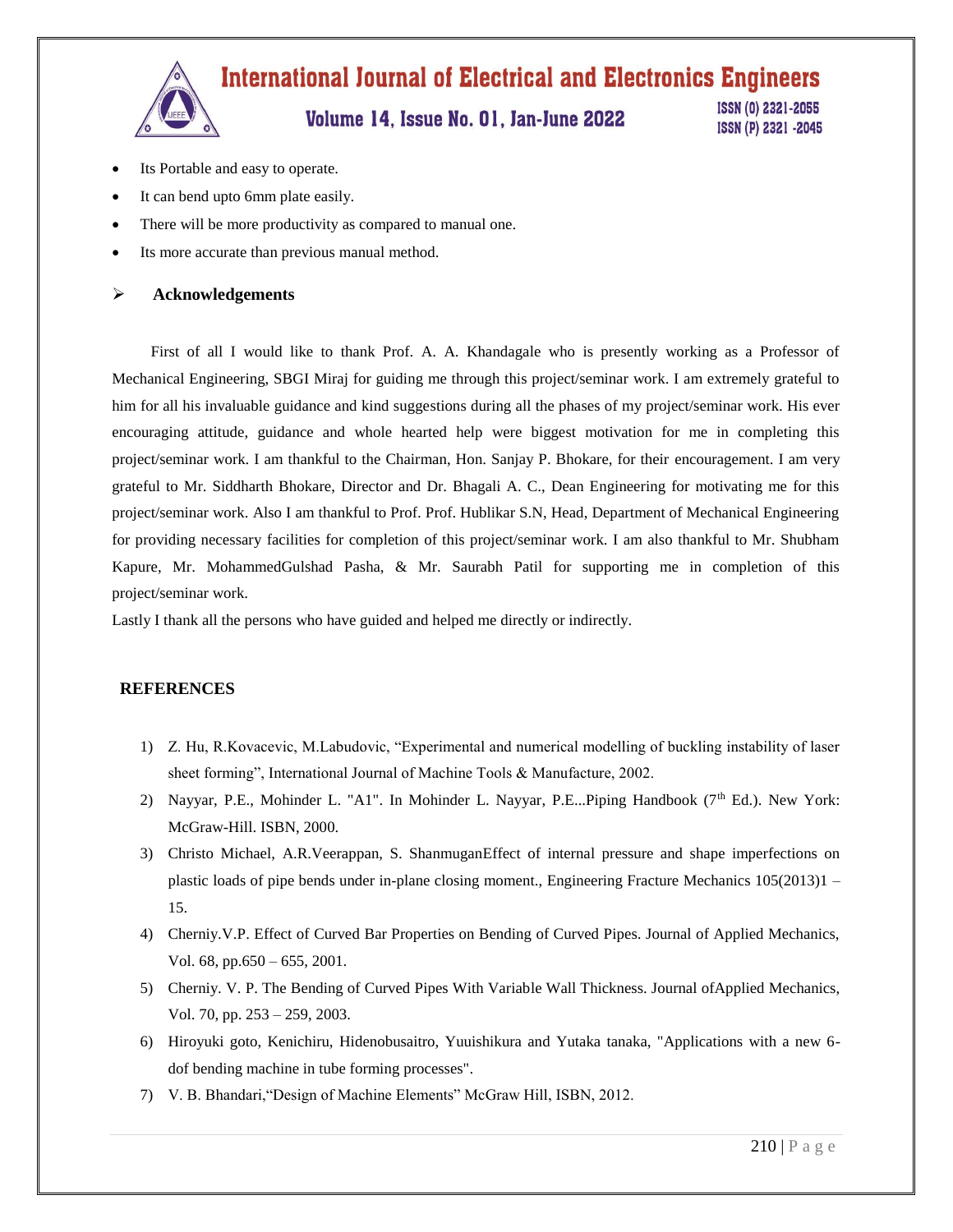- Its Portable and easy to operate.
- It can bend upto 6mm plate easily.
- There will be more productivity as compared to manual one.
- Its more accurate than previous manual method.

## Acknowledgements

First of all I would like to thank Prof. A. A. Khandagale who is presently working as a Professor of Mechanical Engineering, SBGI Miraj for guiding me through this project/seminar work. I am extremely grateful to him for all his invaluable guidance and kind suggestions during all the phases of my project/seminar work. His ever encouraging attitude, guidance and whole hearted help were biggest motivation for me in completing this project/seminar work. I am thankful to the Chairman, Hon. Sanjay P. Bhokare, for their encouragement. I am very grateful to Mr. Siddharth Bhokare, Director and Dr. Bhagali A. C., Dean Engineering for motivating me for this project/seminar work. Also I am thankful to Prof. Prof. Hublikar S.N, Head, Department of Mechanical Engineering for providing necessary facilities for completion of this project/seminar work. I am also thankful to Mr. Shubham Kapure, Mr. MohammedGulshad Pasha, & Mr. Saurabh Patil for supporting me in completion of this project/seminar work.

Lastly I thank all the persons who have guided and helped me directly or indirectly.

## REFERENCES

1) Z. Hu, R.Kovacevic, M.Labudovic, "Experimental and numerical modelling of buckling instability of laser sheet forming", International Journal of Machine Tools & Manufacture, 2002.
2) Nayyar, P.E., Mohinder L. "A1". In Mohinder L. Nayyar, P.E...Piping Handbook (7th Ed.). New York: McGraw-Hill. ISBN, 2000.
3) Christo Michael, A.R.Veerappan, S. ShanmuganEffect of internal pressure and shape imperfections on plastic loads of pipe bends under in-plane closing moment., Engineering Fracture Mechanics 105(2013)1 – 15.
4) Cherniy.V.P. Effect of Curved Bar Properties on Bending of Curved Pipes. Journal of Applied Mechanics, Vol. 68, pp.650 – 655, 2001.
5) Cherniy. V. P. The Bending of Curved Pipes With Variable Wall Thickness. Journal ofApplied Mechanics, Vol. 70, pp. 253 – 259, 2003.
6) Hiroyuki goto, Kenichiru, Hidenobusaitro, Yuuishikura and Yutaka tanaka, "Applications with a new 6-dof bending machine in tube forming processes".
7) V. B. Bhandari,"Design of Machine Elements" McGraw Hill, ISBN, 2012.